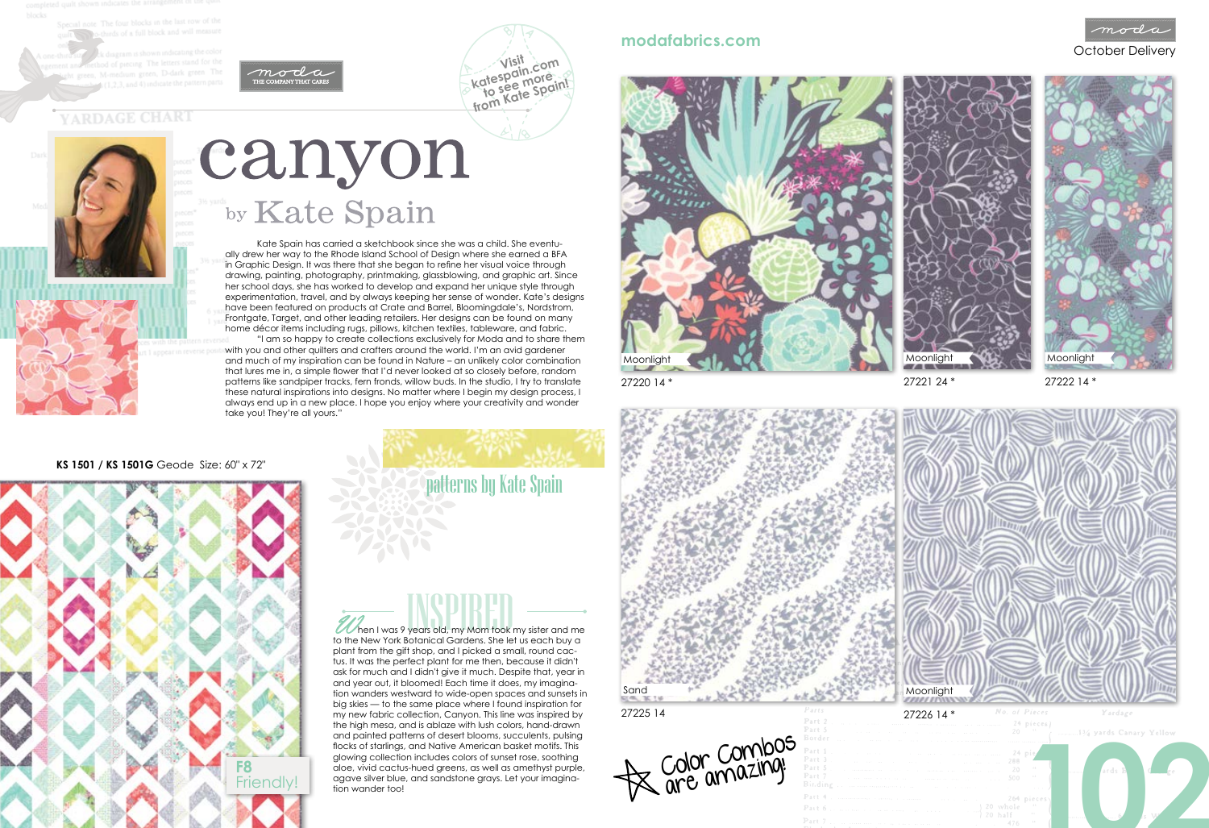moda
THE COMPANY THAT CARES

Visit katespain.com to see more from Kate Spain!

# canyon

## by Kate Spain

Kate Spain has carried a sketchbook since she was a child. She eventually drew her way to the Rhode Island School of Design where she earned a BFA in Graphic Design. It was there that she began to refine her visual voice through drawing, painting, photography, printmaking, glassblowing, and graphic art. Since her school days, she has worked to develop and expand her unique style through experimentation, travel, and by always keeping her sense of wonder. Kate's designs have been featured on products at Crate and Barrel, Bloomingdale's, Nordstrom, Frontgate, Target, and other leading retailers. Her designs can be found on many home décor items including rugs, pillows, kitchen textiles, tableware, and fabric.

"I am so happy to create collections exclusively for Moda and to share them with you and other quilters and crafters around the world. I'm an avid gardener and much of my inspiration can be found in Nature – an unlikely color combination that lures me in, a simple flower that I'd never looked at so closely before, random patterns like sandpiper tracks, fern fronds, willow buds. In the studio, I try to translate these natural inspirations into designs. No matter where I begin my design process, I always end up in a new place. I hope you enjoy where your creativity and wonder take you! They're all yours."

**KS 1501 / KS 1501G** Geode Size: 60" x 72"

F8 Friendly!

patterns by Kate Spain

## INSPIRED

When I was 9 years old, my Mom took my sister and me to the New York Botanical Gardens. She let us each buy a plant from the gift shop, and I picked a small, round cactus. It was the perfect plant for me then, because it didn't ask for much and I didn't give it much. Despite that, year in and year out, it bloomed! Each time it does, my imagination wanders westward to wide-open spaces and sunsets in big skies — to the same place where I found inspiration for my new fabric collection, Canyon. This line was inspired by the high mesa, and is ablaze with lush colors, hand-drawn and painted patterns of desert blooms, succulents, pulsing flocks of starlings, and Native American basket motifs. This glowing collection includes colors of sunset rose, soothing aloe, vivid cactus-hued greens, as well as amethyst purple, agave silver blue, and sandstone grays. Let your imagination wander too!

modafabrics.com

moda
October Delivery

Moonlight
27220 14 *

Moonlight
27221 24 *

Moonlight
27222 14 *

Sand
27225 14

Moonlight
27226 14 *

Color Combos are amazing!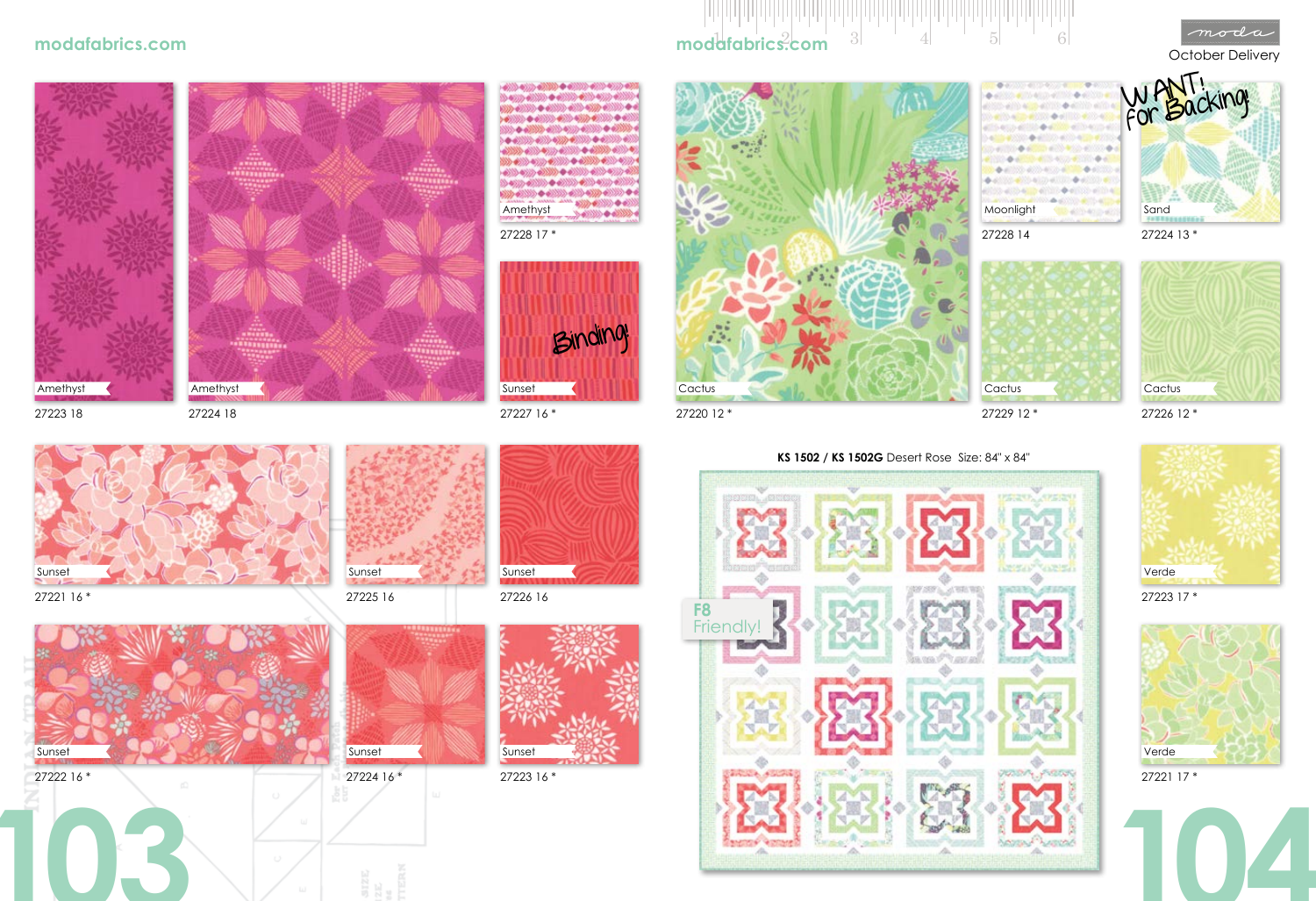modafabrics.com

Amethyst
27223 18

Amethyst
27224 18

Amethyst
27228 17 *

Binding!

Sunset
27227 16 *

Sunset
27221 16 *

Sunset
27225 16

Sunset
27226 16

Sunset
27222 16 *

Sunset
27224 16 *

Sunset
27223 16 *

modafabrics.com

October Delivery

Cactus
27220 12 *

Moonlight
27228 14

WANT! for Backing!

Sand
27224 13 *

Cactus
27229 12 *

Cactus
27226 12 *

**KS 1502 / KS 1502G** Desert Rose Size: 84" x 84"

F8 Friendly!

Verde
27223 17 *

Verde
27221 17 *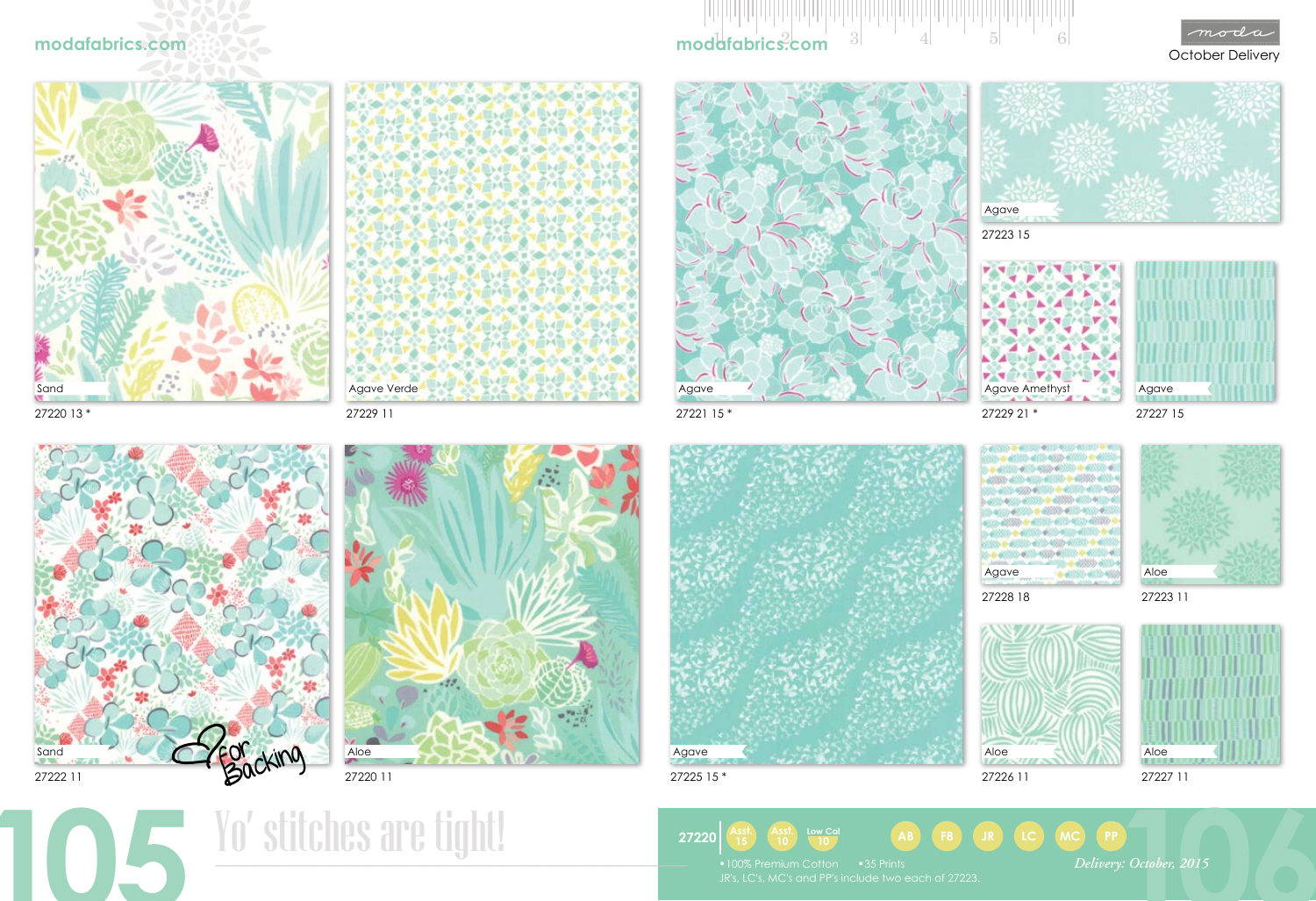modafabrics.com

modafabrics.com

October Delivery

Sand
27220 13 *

Agave Verde
27229 11

Agave
27221 15 *

Agave
27223 15

Agave Amethyst
27229 21 *

Agave
27227 15

Sand
27222 11

For Backing

Aloe
27220 11

Agave
27225 15 *

Agave
27228 18

Aloe
27223 11

Aloe
27226 11

Aloe
27227 11

Yo' stitches are tight!

27220 | Asst. 15 | Asst. 10 | Low Cal 10 | AB | FB | JR | LC | MC | PP

• 100% Premium Cotton • 35 Prints

JR's, LC's, MC's and PP's include two each of 27223.

*Delivery: October, 2015*